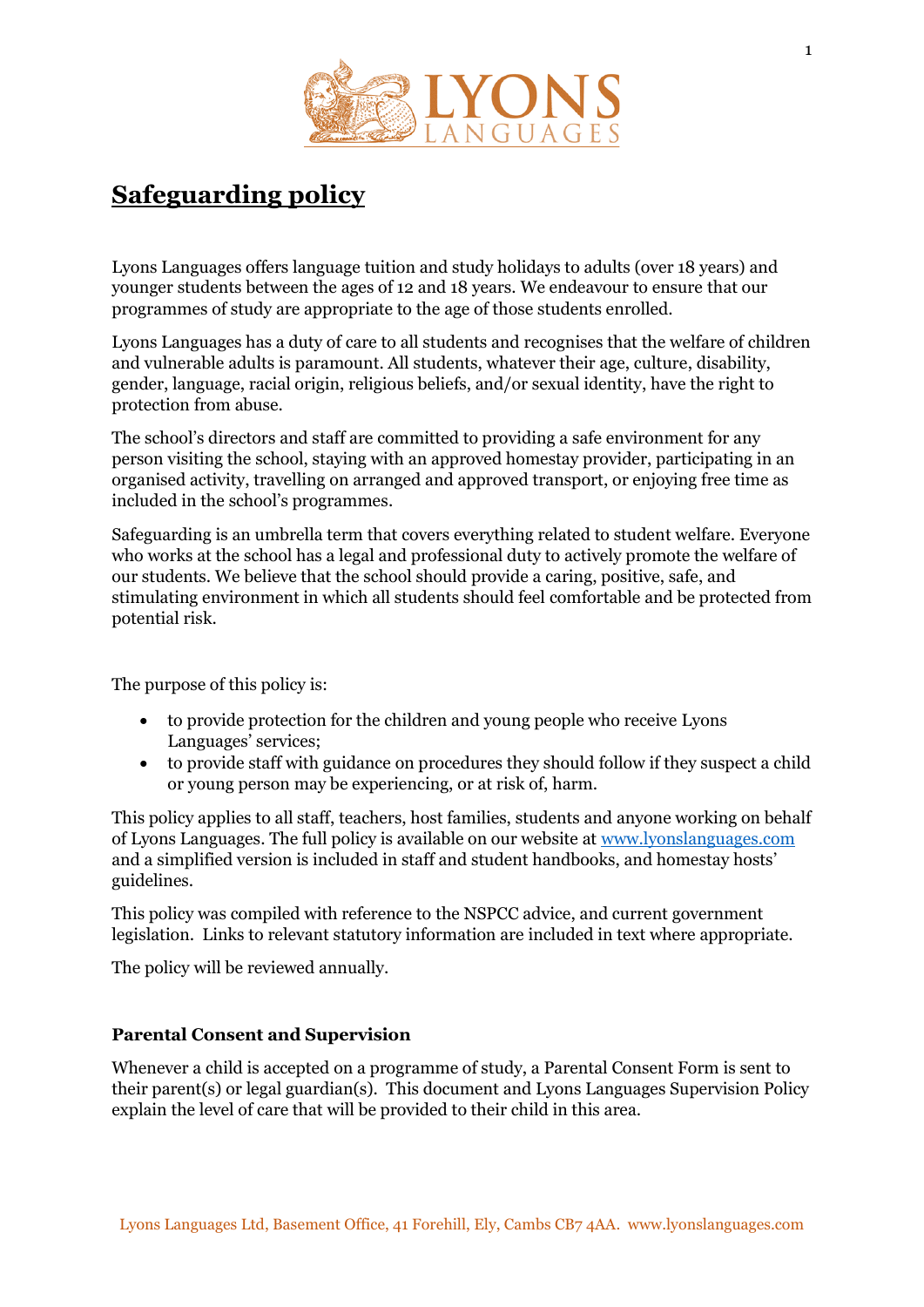# Safeguarding policy

Lyons Languages offers language tuition and study holidays to adults (over 18 years) and younger students between the ages of 12 and 18 years. We endeavour to ensure that our programmes of study are appropriate to the age of those students enrolled.

Lyons Languages has a duty of care to all students and recognises that the welfare of children and vulnerable adults is paramount. All students, whatever their age, culture, disability, gender, language, racial origin, religious beliefs, and/or sexual identity, have the right to protection from abuse.

The school's directors and staff are committed to providing a safe environment for any person visiting the school, staying with an approved homestay provider, participating in an organised activity, travelling on arranged and approved transport, or enjoying free time as included in the school's programmes.

Safeguarding is an umbrella term that covers everything related to student welfare. Everyone who works at the school has a legal and professional duty to actively promote the welfare of our students. We believe that the school should provide a caring, positive, safe, and stimulating environment in which all students should feel comfortable and be protected from potential risk.

The purpose of this policy is:

- to provide protection for the children and young people who receive Lyons Languages' services;
- to provide staff with guidance on procedures they should follow if they suspect a child or young person may be experiencing, or at risk of, harm.

This policy applies to all staff, teachers, host families, students and anyone working on behalf of Lyons Languages. The full policy is available on our website at [www.lyonslanguages.com](http://www.lyonslanguages.com) and a simplified version is included in staff and student handbooks, and homestay hosts' guidelines.

This policy was compiled with reference to the NSPCC advice, and current government legislation. Links to relevant statutory information are included in text where appropriate.

The policy will be reviewed annually.

### Parental Consent and Supervision

Whenever a child is accepted on a programme of study, a Parental Consent Form is sent to their parent(s) or legal guardian(s). This document and Lyons Languages Supervision Policy explain the level of care that will be provided to their child in this area.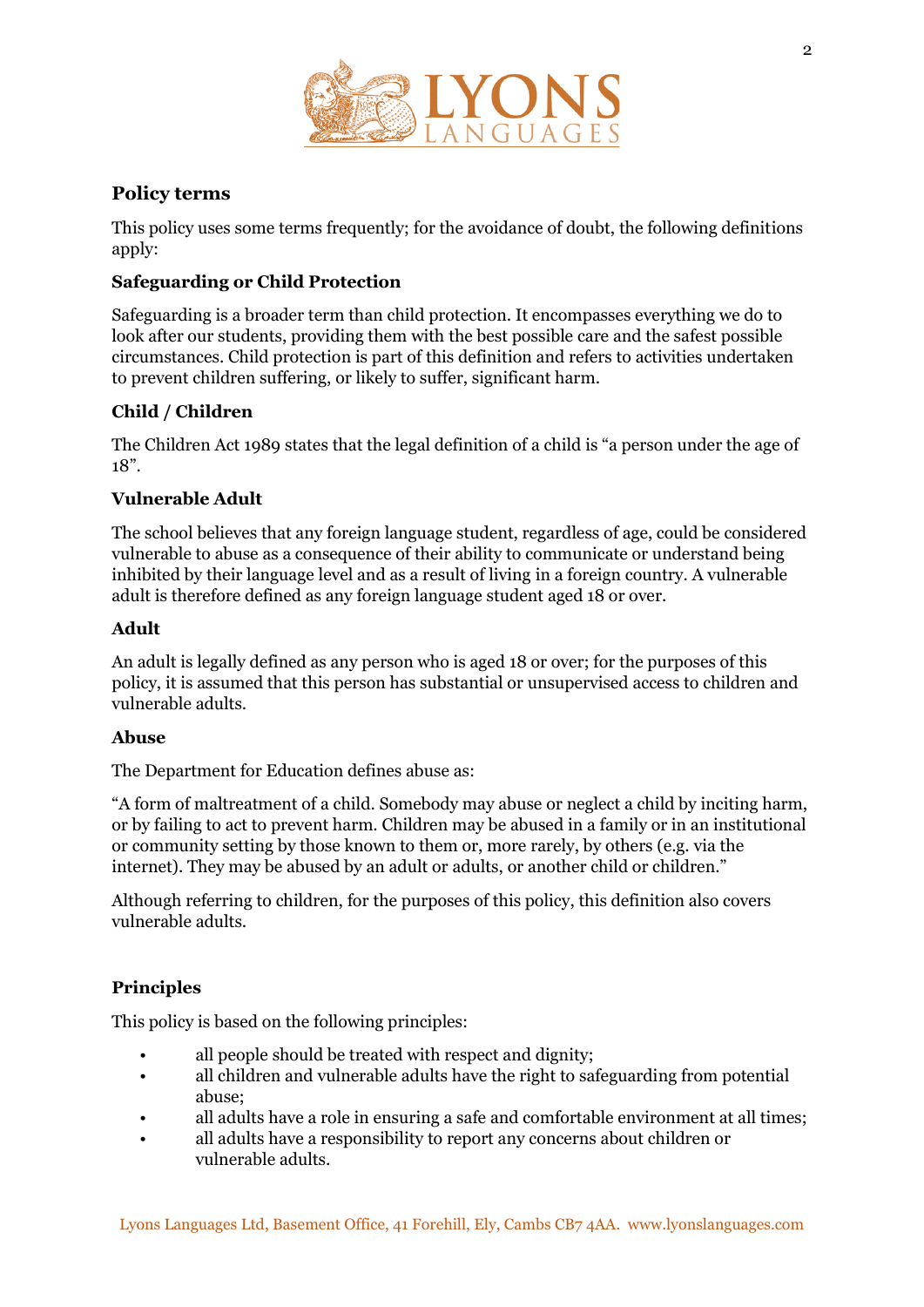## Policy terms

This policy uses some terms frequently; for the avoidance of doubt, the following definitions apply:

### Safeguarding or Child Protection

Safeguarding is a broader term than child protection. It encompasses everything we do to look after our students, providing them with the best possible care and the safest possible circumstances. Child protection is part of this definition and refers to activities undertaken to prevent children suffering, or likely to suffer, significant harm.

### Child / Children

The Children Act 1989 states that the legal definition of a child is "a person under the age of 18".

### Vulnerable Adult

The school believes that any foreign language student, regardless of age, could be considered vulnerable to abuse as a consequence of their ability to communicate or understand being inhibited by their language level and as a result of living in a foreign country. A vulnerable adult is therefore defined as any foreign language student aged 18 or over.

### Adult

An adult is legally defined as any person who is aged 18 or over; for the purposes of this policy, it is assumed that this person has substantial or unsupervised access to children and vulnerable adults.

### Abuse

The Department for Education defines abuse as:

"A form of maltreatment of a child. Somebody may abuse or neglect a child by inciting harm, or by failing to act to prevent harm. Children may be abused in a family or in an institutional or community setting by those known to them or, more rarely, by others (e.g. via the internet). They may be abused by an adult or adults, or another child or children."

Although referring to children, for the purposes of this policy, this definition also covers vulnerable adults.

## Principles

This policy is based on the following principles:

- all people should be treated with respect and dignity;
- all children and vulnerable adults have the right to safeguarding from potential abuse;
- all adults have a role in ensuring a safe and comfortable environment at all times;
- all adults have a responsibility to report any concerns about children or vulnerable adults.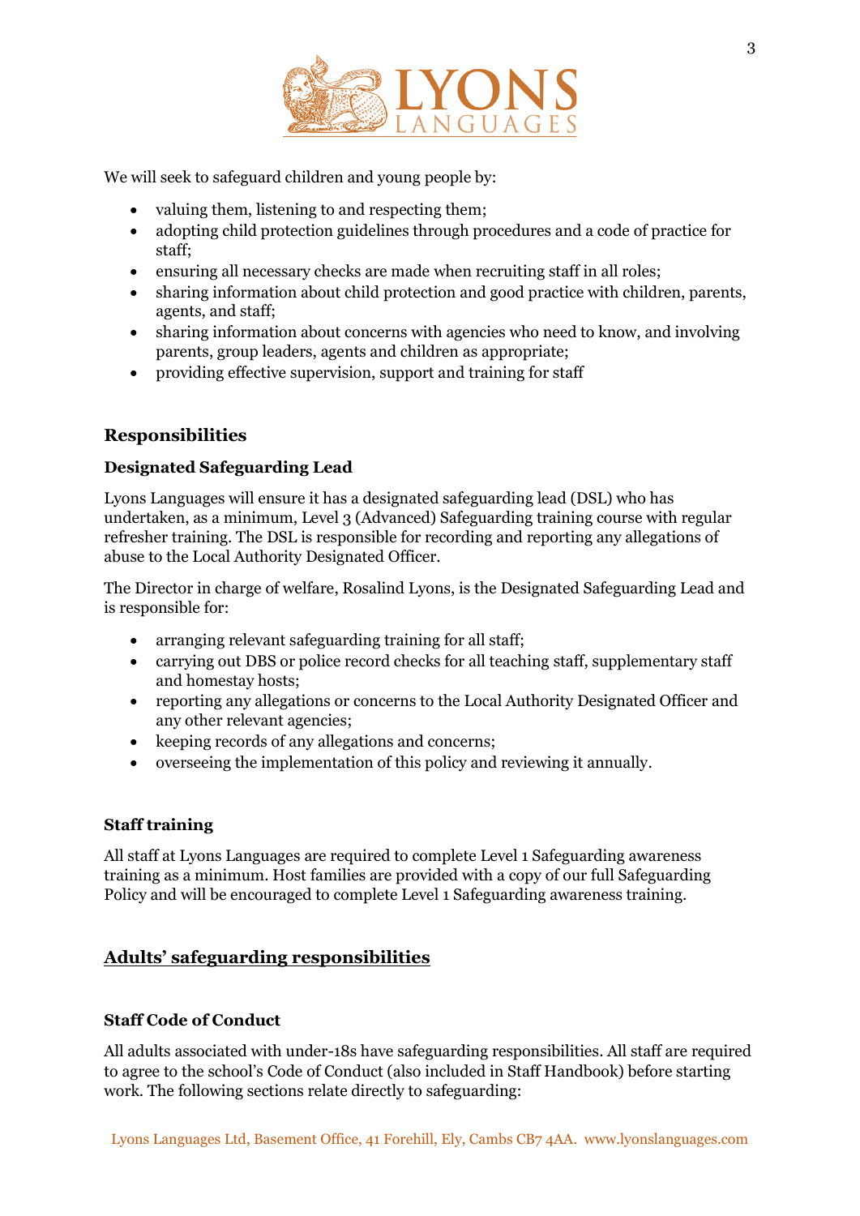We will seek to safeguard children and young people by:

- valuing them, listening to and respecting them;
- adopting child protection guidelines through procedures and a code of practice for staff;
- ensuring all necessary checks are made when recruiting staff in all roles;
- sharing information about child protection and good practice with children, parents, agents, and staff;
- sharing information about concerns with agencies who need to know, and involving parents, group leaders, agents and children as appropriate;
- providing effective supervision, support and training for staff

## Responsibilities

### Designated Safeguarding Lead

Lyons Languages will ensure it has a designated safeguarding lead (DSL) who has undertaken, as a minimum, Level 3 (Advanced) Safeguarding training course with regular refresher training. The DSL is responsible for recording and reporting any allegations of abuse to the Local Authority Designated Officer.

The Director in charge of welfare, Rosalind Lyons, is the Designated Safeguarding Lead and is responsible for:

- arranging relevant safeguarding training for all staff;
- carrying out DBS or police record checks for all teaching staff, supplementary staff and homestay hosts;
- reporting any allegations or concerns to the Local Authority Designated Officer and any other relevant agencies;
- keeping records of any allegations and concerns;
- overseeing the implementation of this policy and reviewing it annually.

### Staff training

All staff at Lyons Languages are required to complete Level 1 Safeguarding awareness training as a minimum. Host families are provided with a copy of our full Safeguarding Policy and will be encouraged to complete Level 1 Safeguarding awareness training.

## <u>Adults' safeguarding responsibilities</u>

### Staff Code of Conduct

All adults associated with under-18s have safeguarding responsibilities. All staff are required to agree to the school's Code of Conduct (also included in Staff Handbook) before starting work. The following sections relate directly to safeguarding: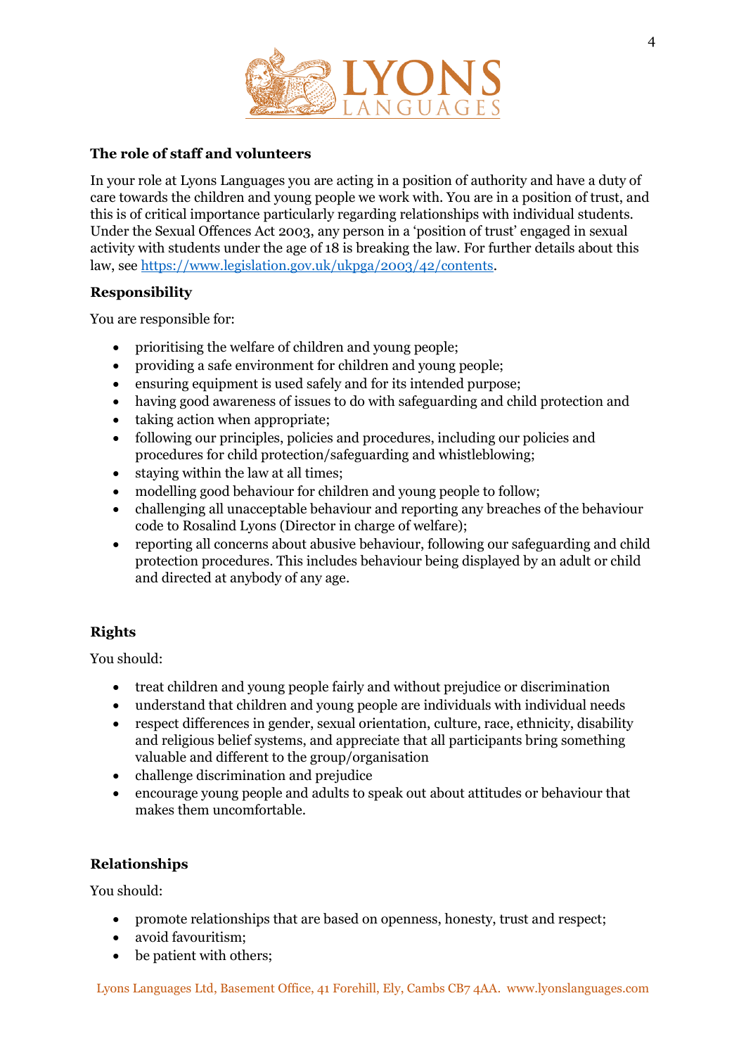**The role of staff and volunteers**

In your role at Lyons Languages you are acting in a position of authority and have a duty of care towards the children and young people we work with. You are in a position of trust, and this is of critical importance particularly regarding relationships with individual students. Under the Sexual Offences Act 2003, any person in a 'position of trust' engaged in sexual activity with students under the age of 18 is breaking the law. For further details about this law, see https://www.legislation.gov.uk/ukpga/2003/42/contents.

**Responsibility**

You are responsible for:

- prioritising the welfare of children and young people;
- providing a safe environment for children and young people;
- ensuring equipment is used safely and for its intended purpose;
- having good awareness of issues to do with safeguarding and child protection and
- taking action when appropriate;
- following our principles, policies and procedures, including our policies and procedures for child protection/safeguarding and whistleblowing;
- staying within the law at all times;
- modelling good behaviour for children and young people to follow;
- challenging all unacceptable behaviour and reporting any breaches of the behaviour code to Rosalind Lyons (Director in charge of welfare);
- reporting all concerns about abusive behaviour, following our safeguarding and child protection procedures. This includes behaviour being displayed by an adult or child and directed at anybody of any age.

**Rights**

You should:

- treat children and young people fairly and without prejudice or discrimination
- understand that children and young people are individuals with individual needs
- respect differences in gender, sexual orientation, culture, race, ethnicity, disability and religious belief systems, and appreciate that all participants bring something valuable and different to the group/organisation
- challenge discrimination and prejudice
- encourage young people and adults to speak out about attitudes or behaviour that makes them uncomfortable.

**Relationships**

You should:

- promote relationships that are based on openness, honesty, trust and respect;
- avoid favouritism;
- be patient with others;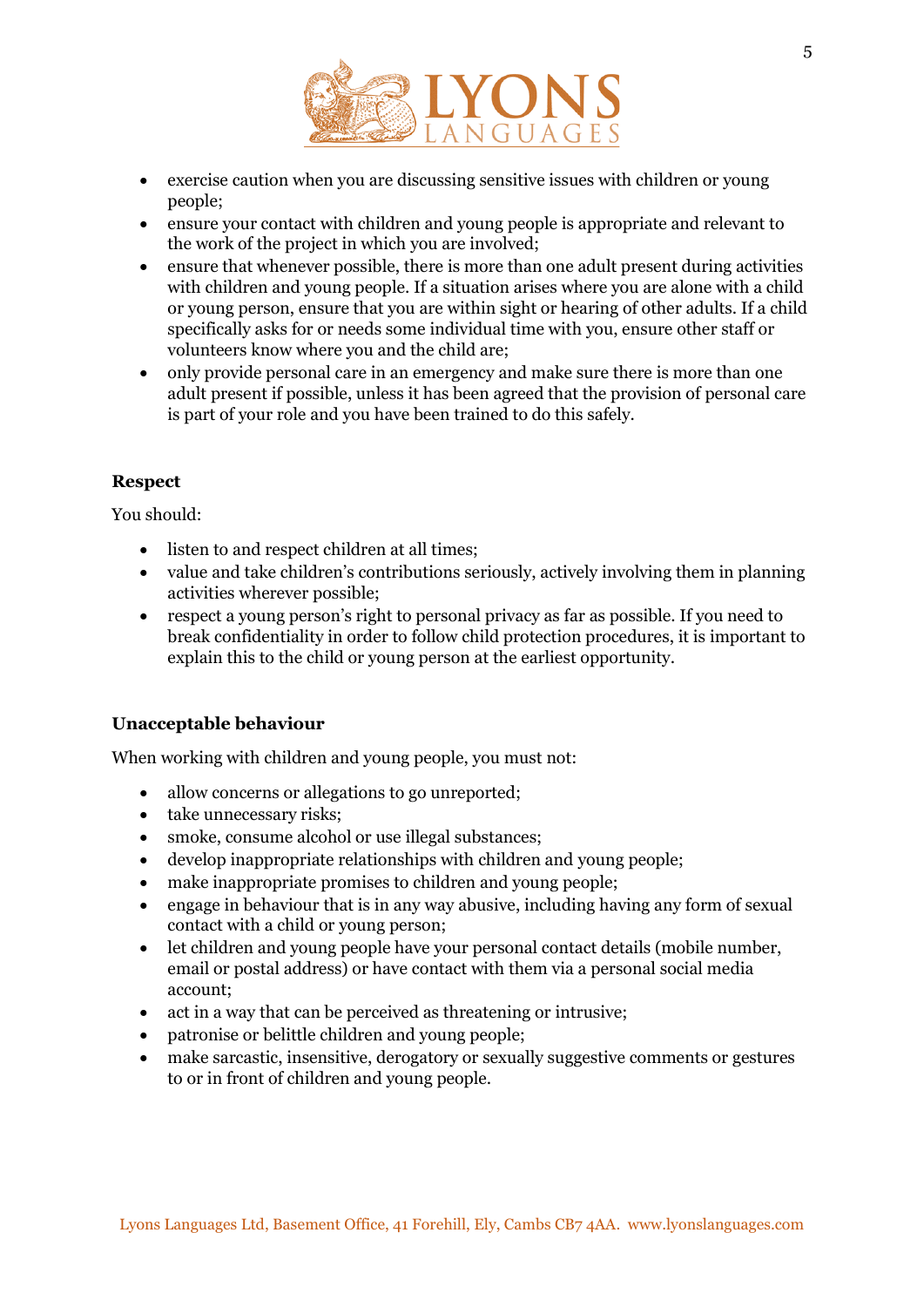- exercise caution when you are discussing sensitive issues with children or young people;
- ensure your contact with children and young people is appropriate and relevant to the work of the project in which you are involved;
- ensure that whenever possible, there is more than one adult present during activities with children and young people. If a situation arises where you are alone with a child or young person, ensure that you are within sight or hearing of other adults. If a child specifically asks for or needs some individual time with you, ensure other staff or volunteers know where you and the child are;
- only provide personal care in an emergency and make sure there is more than one adult present if possible, unless it has been agreed that the provision of personal care is part of your role and you have been trained to do this safely.

**Respect**

You should:

- listen to and respect children at all times;
- value and take children's contributions seriously, actively involving them in planning activities wherever possible;
- respect a young person's right to personal privacy as far as possible. If you need to break confidentiality in order to follow child protection procedures, it is important to explain this to the child or young person at the earliest opportunity.

**Unacceptable behaviour**

When working with children and young people, you must not:

- allow concerns or allegations to go unreported;
- take unnecessary risks;
- smoke, consume alcohol or use illegal substances;
- develop inappropriate relationships with children and young people;
- make inappropriate promises to children and young people;
- engage in behaviour that is in any way abusive, including having any form of sexual contact with a child or young person;
- let children and young people have your personal contact details (mobile number, email or postal address) or have contact with them via a personal social media account;
- act in a way that can be perceived as threatening or intrusive;
- patronise or belittle children and young people;
- make sarcastic, insensitive, derogatory or sexually suggestive comments or gestures to or in front of children and young people.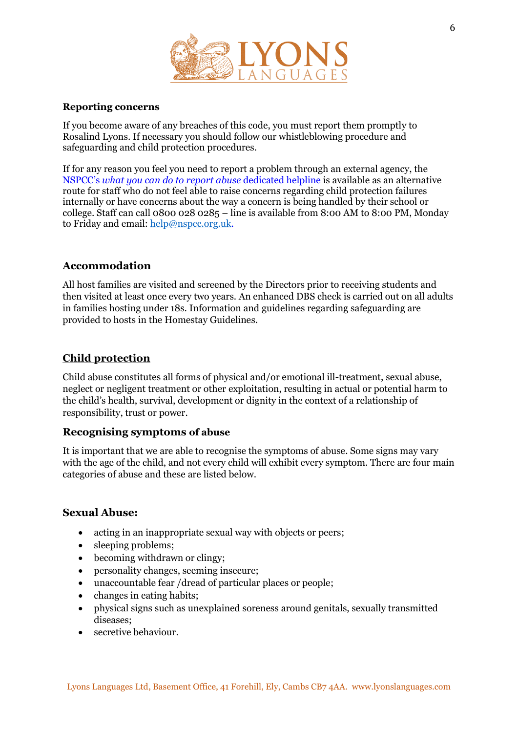**Reporting concerns**

If you become aware of any breaches of this code, you must report them promptly to Rosalind Lyons. If necessary you should follow our whistleblowing procedure and safeguarding and child protection procedures.

If for any reason you feel you need to report a problem through an external agency, the NSPCC's *what you can do to report abuse* dedicated helpline is available as an alternative route for staff who do not feel able to raise concerns regarding child protection failures internally or have concerns about the way a concern is being handled by their school or college. Staff can call 0800 028 0285 – line is available from 8:00 AM to 8:00 PM, Monday to Friday and email: help@nspcc.org.uk.

## Accommodation

All host families are visited and screened by the Directors prior to receiving students and then visited at least once every two years. An enhanced DBS check is carried out on all adults in families hosting under 18s. Information and guidelines regarding safeguarding are provided to hosts in the Homestay Guidelines.

## Child protection

Child abuse constitutes all forms of physical and/or emotional ill-treatment, sexual abuse, neglect or negligent treatment or other exploitation, resulting in actual or potential harm to the child's health, survival, development or dignity in the context of a relationship of responsibility, trust or power.

### Recognising symptoms of abuse

It is important that we are able to recognise the symptoms of abuse. Some signs may vary with the age of the child, and not every child will exhibit every symptom. There are four main categories of abuse and these are listed below.

### Sexual Abuse:

- acting in an inappropriate sexual way with objects or peers;
- sleeping problems;
- becoming withdrawn or clingy;
- personality changes, seeming insecure;
- unaccountable fear /dread of particular places or people;
- changes in eating habits;
- physical signs such as unexplained soreness around genitals, sexually transmitted diseases;
- secretive behaviour.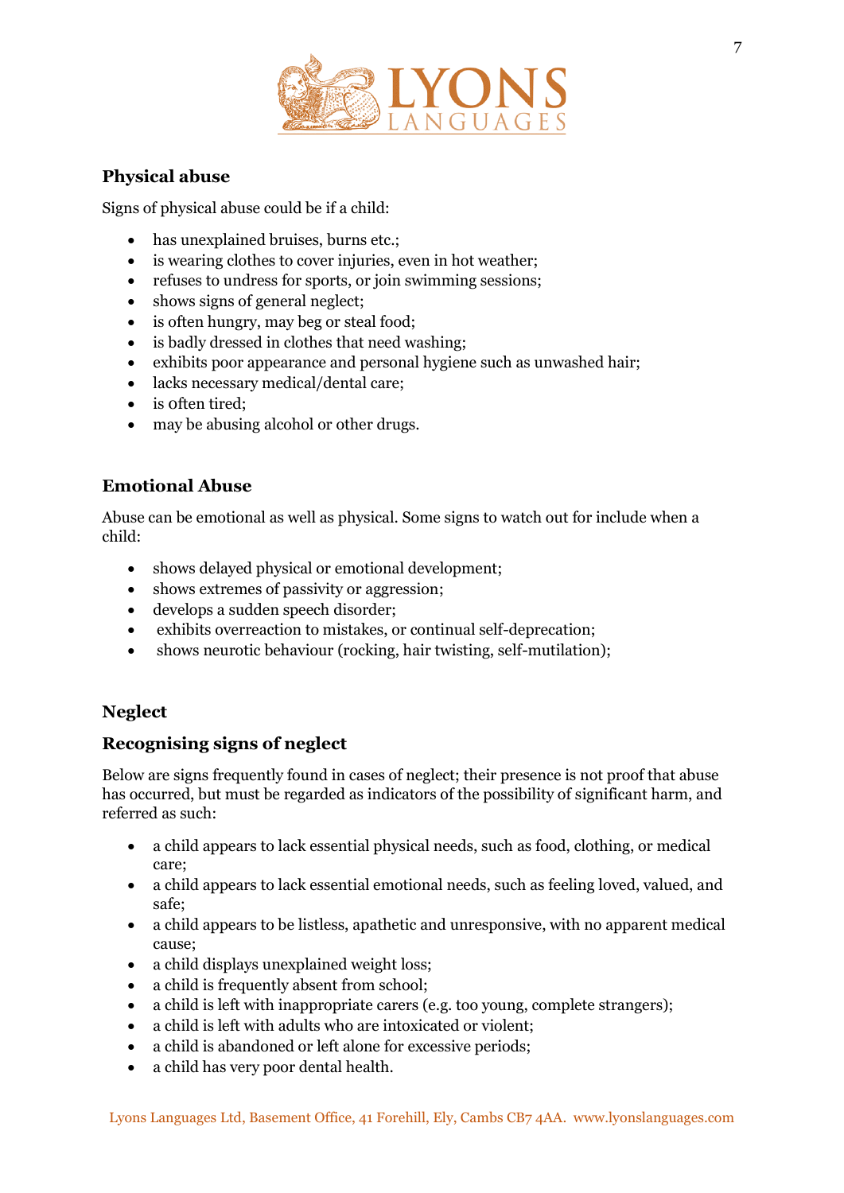### Physical abuse

Signs of physical abuse could be if a child:

- has unexplained bruises, burns etc.;
- is wearing clothes to cover injuries, even in hot weather;
- refuses to undress for sports, or join swimming sessions;
- shows signs of general neglect;
- is often hungry, may beg or steal food;
- is badly dressed in clothes that need washing;
- exhibits poor appearance and personal hygiene such as unwashed hair;
- lacks necessary medical/dental care;
- is often tired;
- may be abusing alcohol or other drugs.

### Emotional Abuse

Abuse can be emotional as well as physical. Some signs to watch out for include when a child:

- shows delayed physical or emotional development;
- shows extremes of passivity or aggression;
- develops a sudden speech disorder;
- exhibits overreaction to mistakes, or continual self-deprecation;
- shows neurotic behaviour (rocking, hair twisting, self-mutilation);

### Neglect

### Recognising signs of neglect

Below are signs frequently found in cases of neglect; their presence is not proof that abuse has occurred, but must be regarded as indicators of the possibility of significant harm, and referred as such:

- a child appears to lack essential physical needs, such as food, clothing, or medical care;
- a child appears to lack essential emotional needs, such as feeling loved, valued, and safe;
- a child appears to be listless, apathetic and unresponsive, with no apparent medical cause;
- a child displays unexplained weight loss;
- a child is frequently absent from school;
- a child is left with inappropriate carers (e.g. too young, complete strangers);
- a child is left with adults who are intoxicated or violent;
- a child is abandoned or left alone for excessive periods;
- a child has very poor dental health.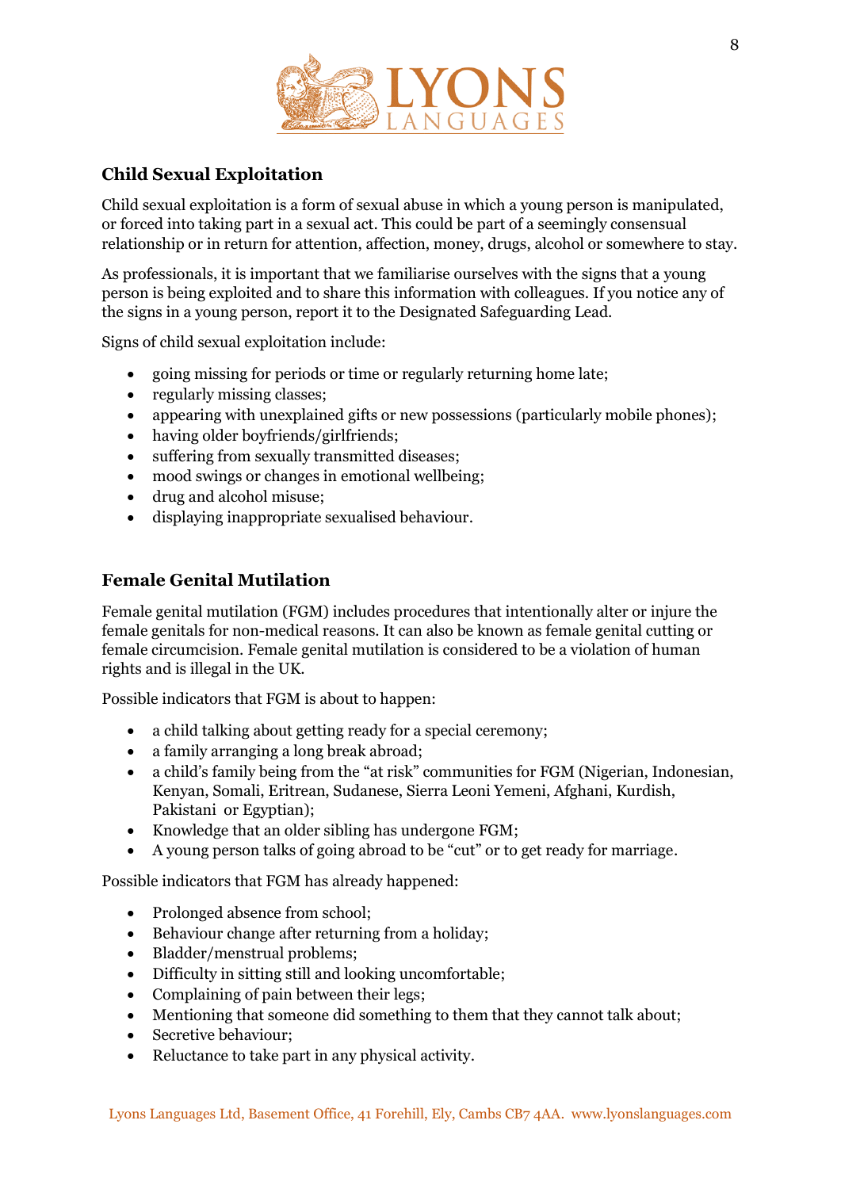## Child Sexual Exploitation

Child sexual exploitation is a form of sexual abuse in which a young person is manipulated, or forced into taking part in a sexual act. This could be part of a seemingly consensual relationship or in return for attention, affection, money, drugs, alcohol or somewhere to stay.

As professionals, it is important that we familiarise ourselves with the signs that a young person is being exploited and to share this information with colleagues. If you notice any of the signs in a young person, report it to the Designated Safeguarding Lead.

Signs of child sexual exploitation include:

- going missing for periods or time or regularly returning home late;
- regularly missing classes;
- appearing with unexplained gifts or new possessions (particularly mobile phones);
- having older boyfriends/girlfriends;
- suffering from sexually transmitted diseases;
- mood swings or changes in emotional wellbeing;
- drug and alcohol misuse;
- displaying inappropriate sexualised behaviour.

## Female Genital Mutilation

Female genital mutilation (FGM) includes procedures that intentionally alter or injure the female genitals for non-medical reasons. It can also be known as female genital cutting or female circumcision. Female genital mutilation is considered to be a violation of human rights and is illegal in the UK.

Possible indicators that FGM is about to happen:

- a child talking about getting ready for a special ceremony;
- a family arranging a long break abroad;
- a child's family being from the "at risk" communities for FGM (Nigerian, Indonesian, Kenyan, Somali, Eritrean, Sudanese, Sierra Leoni Yemeni, Afghani, Kurdish, Pakistani or Egyptian);
- Knowledge that an older sibling has undergone FGM;
- A young person talks of going abroad to be "cut" or to get ready for marriage.

Possible indicators that FGM has already happened:

- Prolonged absence from school;
- Behaviour change after returning from a holiday;
- Bladder/menstrual problems;
- Difficulty in sitting still and looking uncomfortable;
- Complaining of pain between their legs;
- Mentioning that someone did something to them that they cannot talk about;
- Secretive behaviour;
- Reluctance to take part in any physical activity.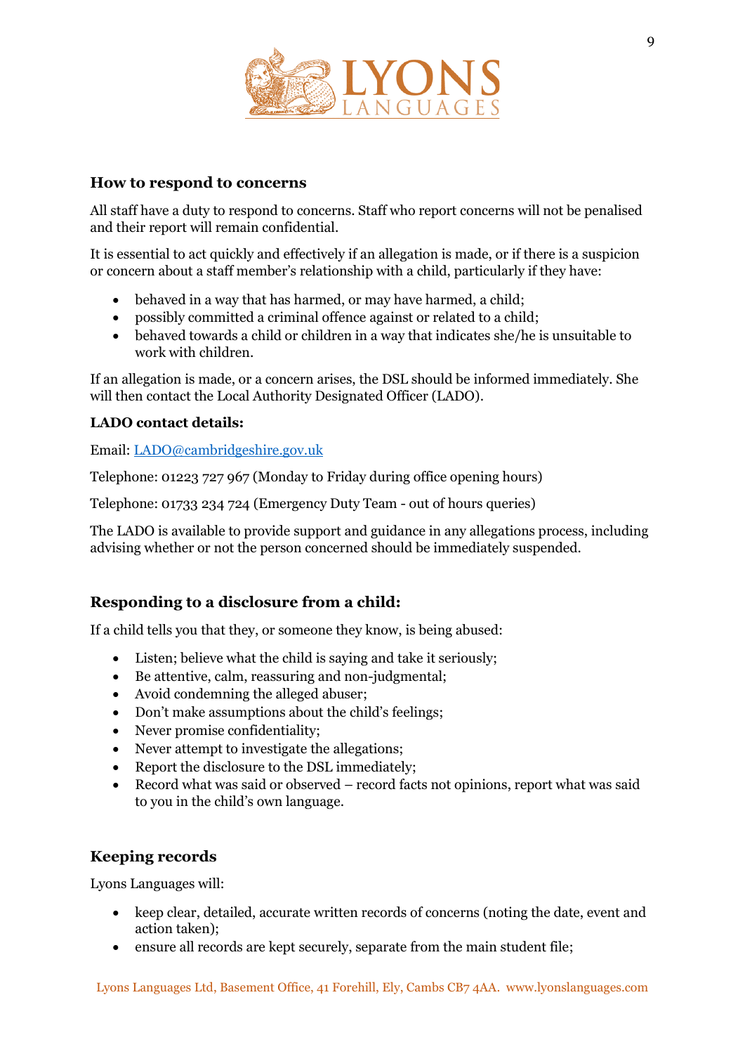## How to respond to concerns

All staff have a duty to respond to concerns. Staff who report concerns will not be penalised and their report will remain confidential.

It is essential to act quickly and effectively if an allegation is made, or if there is a suspicion or concern about a staff member's relationship with a child, particularly if they have:

- behaved in a way that has harmed, or may have harmed, a child;
- possibly committed a criminal offence against or related to a child;
- behaved towards a child or children in a way that indicates she/he is unsuitable to work with children.

If an allegation is made, or a concern arises, the DSL should be informed immediately. She will then contact the Local Authority Designated Officer (LADO).

**LADO contact details:**

Email: [LADO@cambridgeshire.gov.uk](mailto:LADO@cambridgeshire.gov.uk)

Telephone: 01223 727 967 (Monday to Friday during office opening hours)

Telephone: 01733 234 724 (Emergency Duty Team - out of hours queries)

The LADO is available to provide support and guidance in any allegations process, including advising whether or not the person concerned should be immediately suspended.

## Responding to a disclosure from a child:

If a child tells you that they, or someone they know, is being abused:

- Listen; believe what the child is saying and take it seriously;
- Be attentive, calm, reassuring and non-judgmental;
- Avoid condemning the alleged abuser;
- Don't make assumptions about the child's feelings;
- Never promise confidentiality;
- Never attempt to investigate the allegations;
- Report the disclosure to the DSL immediately;
- Record what was said or observed – record facts not opinions, report what was said to you in the child's own language.

## Keeping records

Lyons Languages will:

- keep clear, detailed, accurate written records of concerns (noting the date, event and action taken);
- ensure all records are kept securely, separate from the main student file;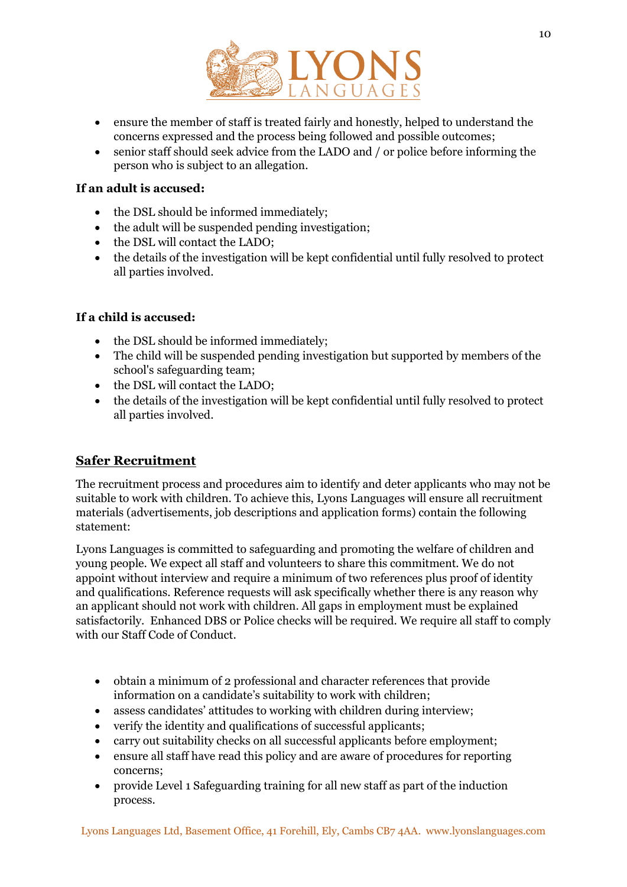- ensure the member of staff is treated fairly and honestly, helped to understand the concerns expressed and the process being followed and possible outcomes;
- senior staff should seek advice from the LADO and / or police before informing the person who is subject to an allegation.

**If an adult is accused:**

- the DSL should be informed immediately;
- the adult will be suspended pending investigation;
- the DSL will contact the LADO;
- the details of the investigation will be kept confidential until fully resolved to protect all parties involved.

**If a child is accused:**

- the DSL should be informed immediately;
- The child will be suspended pending investigation but supported by members of the school's safeguarding team;
- the DSL will contact the LADO;
- the details of the investigation will be kept confidential until fully resolved to protect all parties involved.

## Safer Recruitment

The recruitment process and procedures aim to identify and deter applicants who may not be suitable to work with children. To achieve this, Lyons Languages will ensure all recruitment materials (advertisements, job descriptions and application forms) contain the following statement:

Lyons Languages is committed to safeguarding and promoting the welfare of children and young people. We expect all staff and volunteers to share this commitment. We do not appoint without interview and require a minimum of two references plus proof of identity and qualifications. Reference requests will ask specifically whether there is any reason why an applicant should not work with children. All gaps in employment must be explained satisfactorily. Enhanced DBS or Police checks will be required. We require all staff to comply with our Staff Code of Conduct.

- obtain a minimum of 2 professional and character references that provide information on a candidate's suitability to work with children;
- assess candidates' attitudes to working with children during interview;
- verify the identity and qualifications of successful applicants;
- carry out suitability checks on all successful applicants before employment;
- ensure all staff have read this policy and are aware of procedures for reporting concerns;
- provide Level 1 Safeguarding training for all new staff as part of the induction process.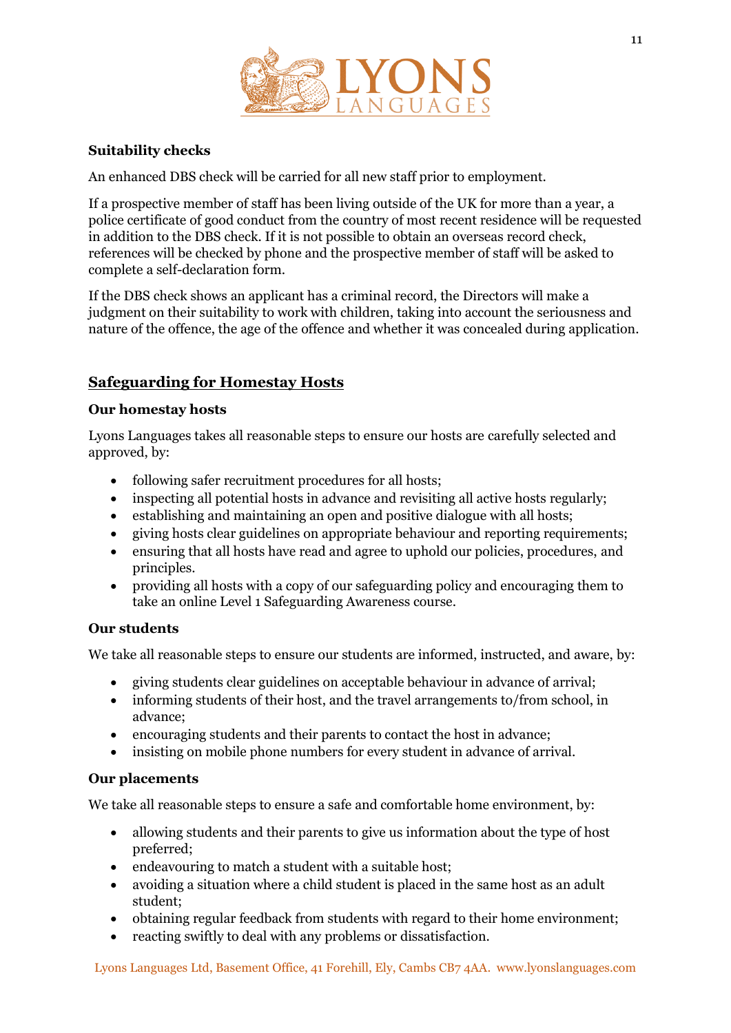**Suitability checks**

An enhanced DBS check will be carried for all new staff prior to employment.

If a prospective member of staff has been living outside of the UK for more than a year, a police certificate of good conduct from the country of most recent residence will be requested in addition to the DBS check. If it is not possible to obtain an overseas record check, references will be checked by phone and the prospective member of staff will be asked to complete a self-declaration form.

If the DBS check shows an applicant has a criminal record, the Directors will make a judgment on their suitability to work with children, taking into account the seriousness and nature of the offence, the age of the offence and whether it was concealed during application.

## Safeguarding for Homestay Hosts

**Our homestay hosts**

Lyons Languages takes all reasonable steps to ensure our hosts are carefully selected and approved, by:

- following safer recruitment procedures for all hosts;
- inspecting all potential hosts in advance and revisiting all active hosts regularly;
- establishing and maintaining an open and positive dialogue with all hosts;
- giving hosts clear guidelines on appropriate behaviour and reporting requirements;
- ensuring that all hosts have read and agree to uphold our policies, procedures, and principles.
- providing all hosts with a copy of our safeguarding policy and encouraging them to take an online Level 1 Safeguarding Awareness course.

**Our students**

We take all reasonable steps to ensure our students are informed, instructed, and aware, by:

- giving students clear guidelines on acceptable behaviour in advance of arrival;
- informing students of their host, and the travel arrangements to/from school, in advance;
- encouraging students and their parents to contact the host in advance;
- insisting on mobile phone numbers for every student in advance of arrival.

**Our placements**

We take all reasonable steps to ensure a safe and comfortable home environment, by:

- allowing students and their parents to give us information about the type of host preferred;
- endeavouring to match a student with a suitable host;
- avoiding a situation where a child student is placed in the same host as an adult student;
- obtaining regular feedback from students with regard to their home environment;
- reacting swiftly to deal with any problems or dissatisfaction.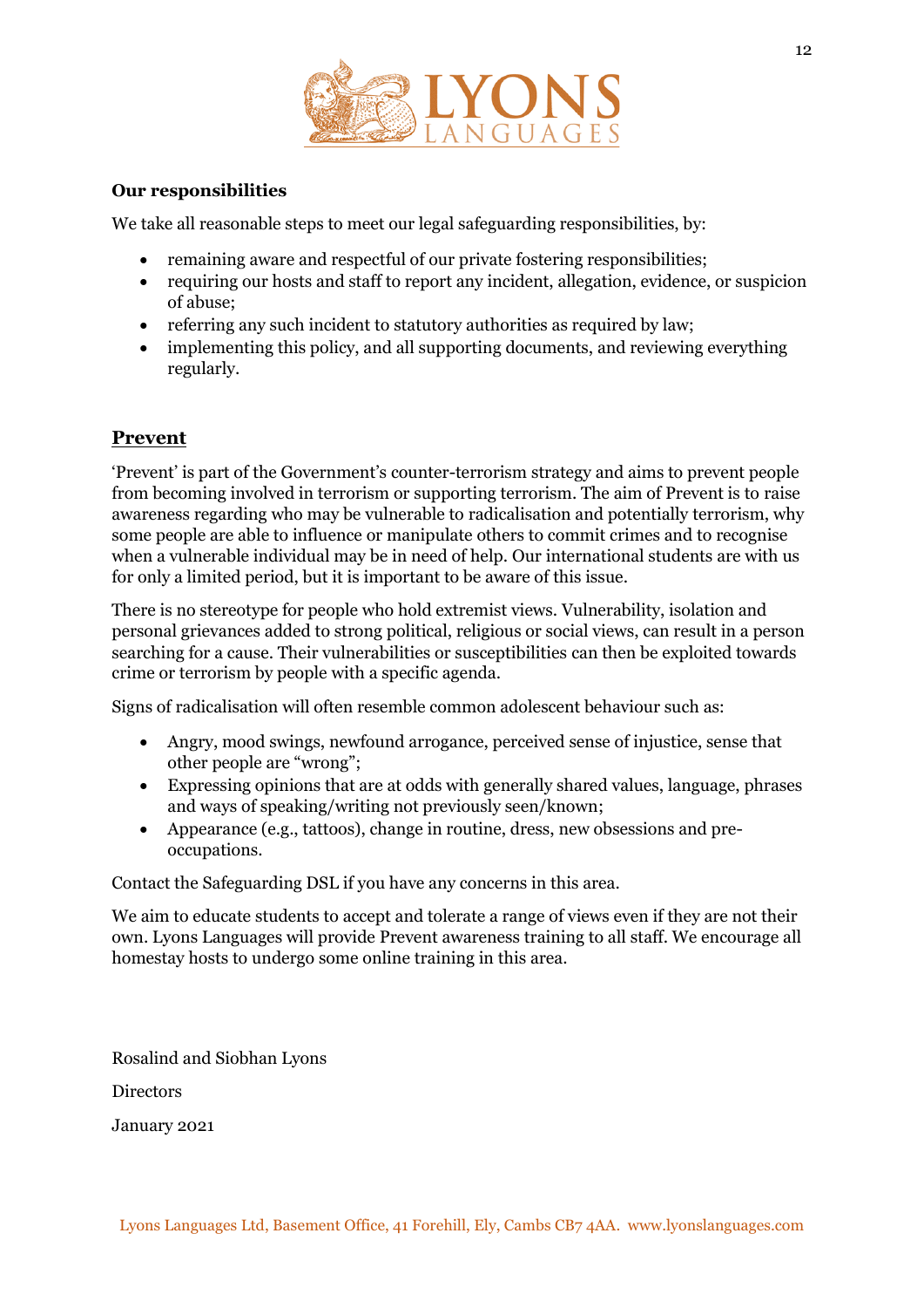**Our responsibilities**

We take all reasonable steps to meet our legal safeguarding responsibilities, by:

- remaining aware and respectful of our private fostering responsibilities;
- requiring our hosts and staff to report any incident, allegation, evidence, or suspicion of abuse;
- referring any such incident to statutory authorities as required by law;
- implementing this policy, and all supporting documents, and reviewing everything regularly.

## Prevent

'Prevent' is part of the Government's counter-terrorism strategy and aims to prevent people from becoming involved in terrorism or supporting terrorism. The aim of Prevent is to raise awareness regarding who may be vulnerable to radicalisation and potentially terrorism, why some people are able to influence or manipulate others to commit crimes and to recognise when a vulnerable individual may be in need of help. Our international students are with us for only a limited period, but it is important to be aware of this issue.

There is no stereotype for people who hold extremist views. Vulnerability, isolation and personal grievances added to strong political, religious or social views, can result in a person searching for a cause. Their vulnerabilities or susceptibilities can then be exploited towards crime or terrorism by people with a specific agenda.

Signs of radicalisation will often resemble common adolescent behaviour such as:

- Angry, mood swings, newfound arrogance, perceived sense of injustice, sense that other people are "wrong";
- Expressing opinions that are at odds with generally shared values, language, phrases and ways of speaking/writing not previously seen/known;
- Appearance (e.g., tattoos), change in routine, dress, new obsessions and pre-occupations.

Contact the Safeguarding DSL if you have any concerns in this area.

We aim to educate students to accept and tolerate a range of views even if they are not their own. Lyons Languages will provide Prevent awareness training to all staff. We encourage all homestay hosts to undergo some online training in this area.

Rosalind and Siobhan Lyons

Directors

January 2021